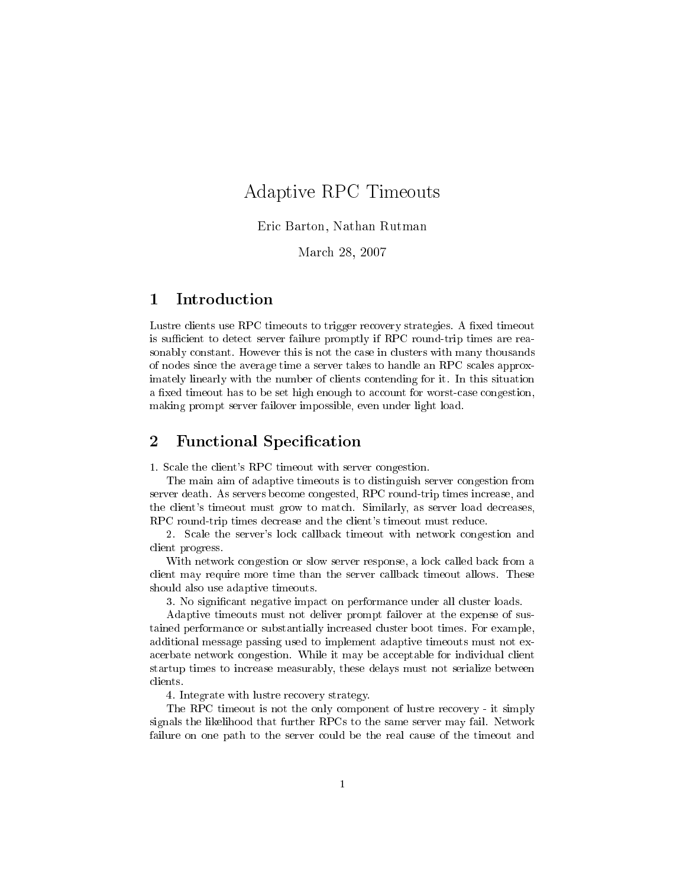# Adaptive RPC Timeouts

Eric Barton, Nathan Rutman

March 28, 2007

## 1 Introduction

Lustre clients use RPC timeouts to trigger recovery strategies. A fixed timeout is sufficient to detect server failure promptly if RPC round-trip times are reasonably constant. However this is not the case in clusters with many thousands of nodes since the average time a server takes to handle an RPC scales approximately linearly with the number of clients contending for it. In this situation a fixed timeout has to be set high enough to account for worst-case congestion, making prompt server failover impossible, even under light load.

## 2 Functional Specification

1. Scale the client's RPC timeout with server congestion.

The main aim of adaptive timeouts is to distinguish server congestion from server death. As servers become congested, RPC round-trip times increase, and the client's timeout must grow to match. Similarly, as server load decreases, RPC round-trip times decrease and the client's timeout must reduce.

2. Scale the server's lock callback timeout with network congestion and client progress.

With network congestion or slow server response, a lock called back from a client may require more time than the server callback timeout allows. These should also use adaptive timeouts.

3. No significant negative impact on performance under all cluster loads.

Adaptive timeouts must not deliver prompt failover at the expense of sustained performance or substantially increased cluster boot times. For example, additional message passing used to implement adaptive timeouts must not exacerbate network congestion. While it may be acceptable for individual client startup times to increase measurably, these delays must not serialize between clients.

4. Integrate with lustre recovery strategy.

The RPC timeout is not the only component of lustre recovery - it simply signals the likelihood that further RPCs to the same server may fail. Network failure on one path to the server could be the real cause of the timeout and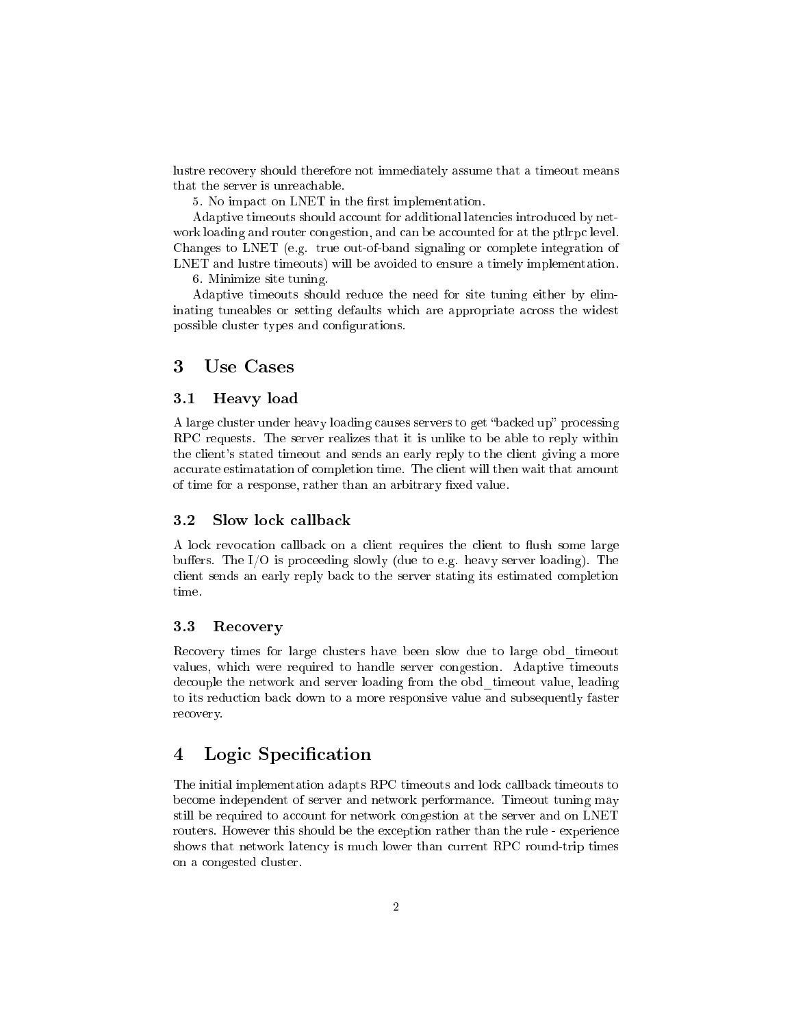lustre recovery should therefore not immediately assume that a timeout means that the server is unreachable.

5. No impact on LNET in the first implementation.

Adaptive timeouts should account for additional latencies introduced by network loading and router congestion, and can be accounted for at the ptlrpc level. Changes to LNET (e.g. true out-of-band signaling or complete integration of LNET and lustre timeouts) will be avoided to ensure a timely implementation.

6. Minimize site tuning.

Adaptive timeouts should reduce the need for site tuning either by eliminating tuneables or setting defaults which are appropriate across the widest possible cluster types and configurations.

# 3 Use Cases

## 3.1 Heavy load

A large cluster under heavy loading causes servers to get "backed up" processing RPC requests. The server realizes that it is unlike to be able to reply within the client's stated timeout and sends an early reply to the client giving a more accurate estimatation of completion time. The client will then wait that amount of time for a response, rather than an arbitrary fixed value.

## 3.2 Slow lock callback

A lock revocation callback on a client requires the client to flush some large buffers. The I/O is proceeding slowly (due to e.g. heavy server loading). The client sends an early reply back to the server stating its estimated completion time.

## 3.3 Recovery

Recovery times for large clusters have been slow due to large obd_timeout values, which were required to handle server congestion. Adaptive timeouts decouple the network and server loading from the obd_timeout value, leading to its reduction back down to a more responsive value and subsequently faster recovery.

# 4 Logic Specification

The initial implementation adapts RPC timeouts and lock callback timeouts to become independent of server and network performance. Timeout tuning may still be required to account for network congestion at the server and on LNET routers. However this should be the exception rather than the rule - experience shows that network latency is much lower than current RPC round-trip times on a congested cluster.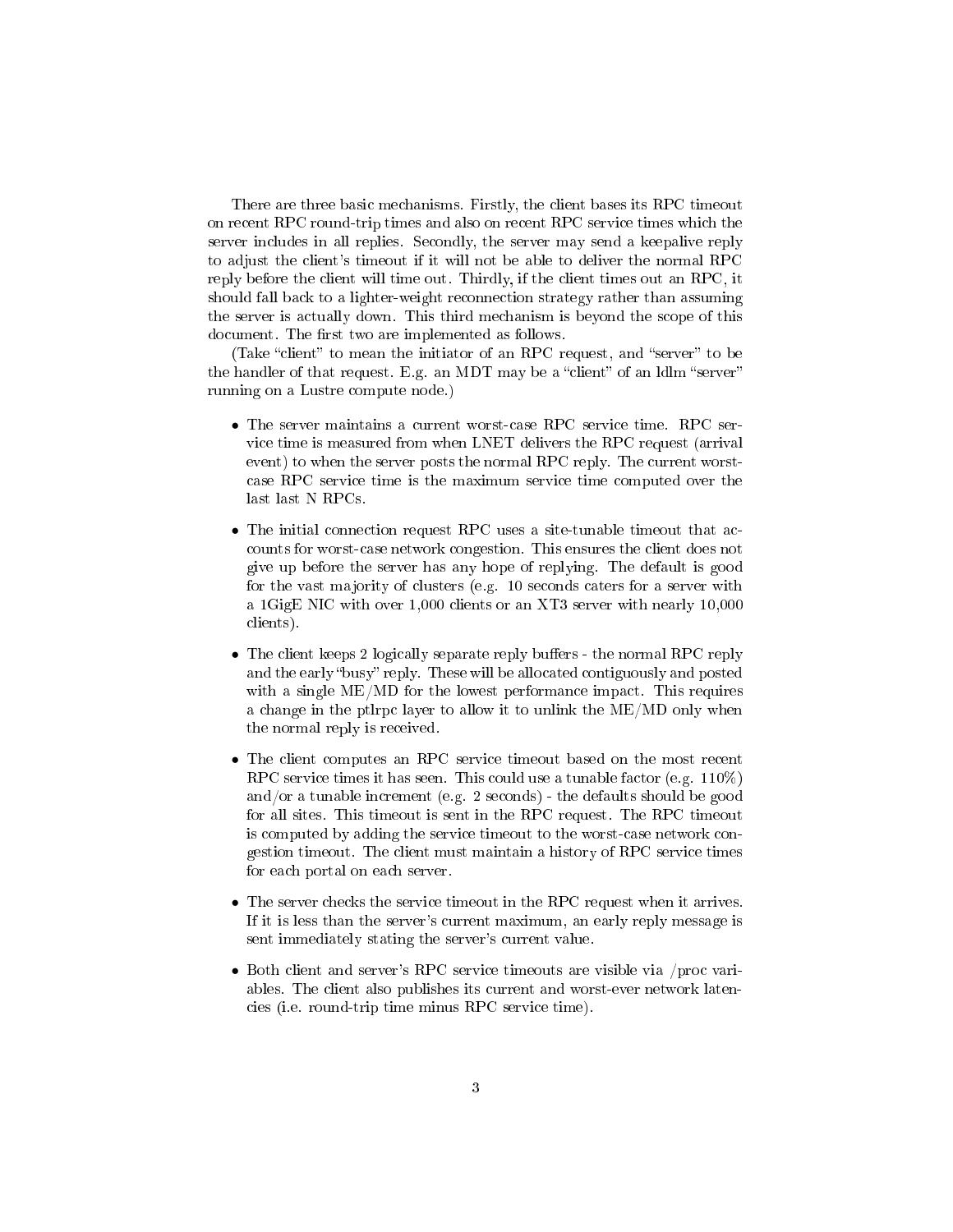There are three basic mechanisms. Firstly, the client bases its RPC timeout on recent RPC round-trip times and also on recent RPC service times which the server includes in all replies. Secondly, the server may send a keepalive reply to adjust the client's timeout if it will not be able to deliver the normal RPC reply before the client will time out. Thirdly, if the client times out an RPC, it should fall back to a lighter-weight reconnection strategy rather than assuming the server is actually down. This third mechanism is beyond the scope of this document. The first two are implemented as follows.

(Take "client" to mean the initiator of an RPC request, and "server" to be the handler of that request. E.g. an MDT may be a "client" of an ldlm "server" running on a Lustre compute node.)

- The server maintains a current worst-case RPC service time. RPC service time is measured from when LNET delivers the RPC request (arrival event) to when the server posts the normal RPC reply. The current worst-case RPC service time is the maximum service time computed over the last last N RPCs.
- The initial connection request RPC uses a site-tunable timeout that accounts for worst-case network congestion. This ensures the client does not give up before the server has any hope of replying. The default is good for the vast majority of clusters (e.g. 10 seconds caters for a server with a 1GigE NIC with over 1,000 clients or an XT3 server with nearly 10,000 clients).
- The client keeps 2 logically separate reply buffers - the normal RPC reply and the early "busy" reply. These will be allocated contiguously and posted with a single ME/MD for the lowest performance impact. This requires a change in the ptlrpc layer to allow it to unlink the ME/MD only when the normal reply is received.
- The client computes an RPC service timeout based on the most recent RPC service times it has seen. This could use a tunable factor (e.g. 110%) and/or a tunable increment (e.g. 2 seconds) - the defaults should be good for all sites. This timeout is sent in the RPC request. The RPC timeout is computed by adding the service timeout to the worst-case network congestion timeout. The client must maintain a history of RPC service times for each portal on each server.
- The server checks the service timeout in the RPC request when it arrives. If it is less than the server's current maximum, an early reply message is sent immediately stating the server's current value.
- Both client and server's RPC service timeouts are visible via /proc variables. The client also publishes its current and worst-ever network latencies (i.e. round-trip time minus RPC service time).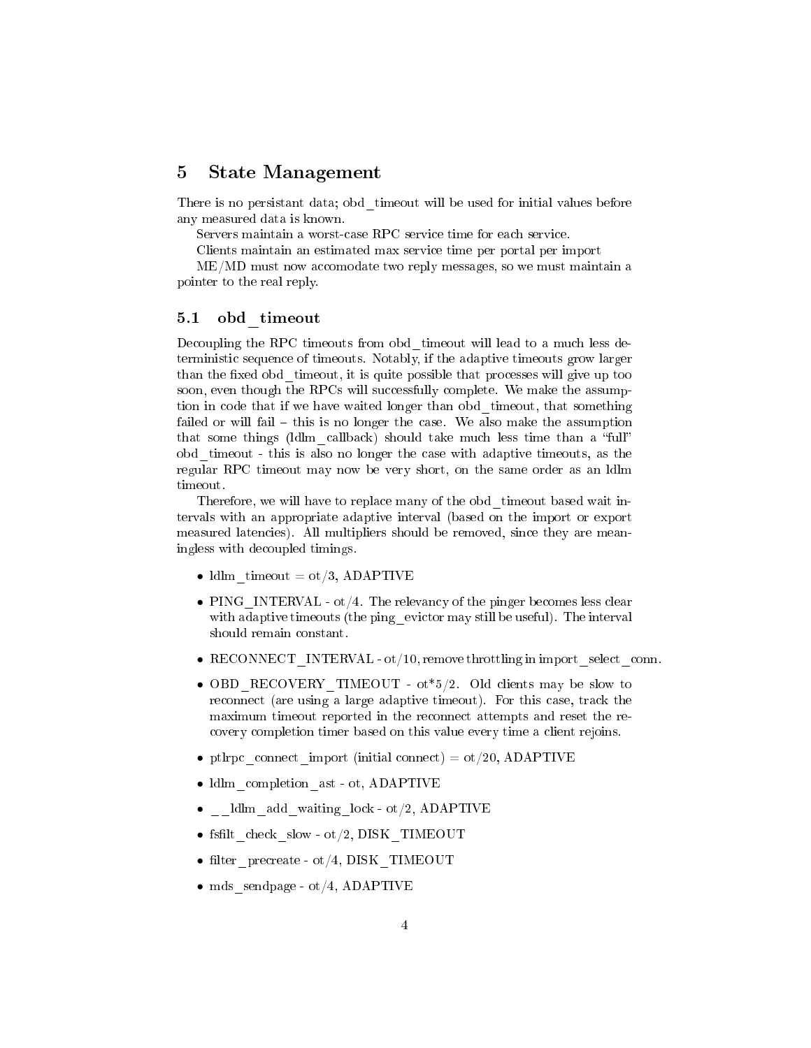## 5 State Management

There is no persistant data; obd_timeout will be used for initial values before any measured data is known.

Servers maintain a worst-case RPC service time for each service.

Clients maintain an estimated max service time per portal per import

ME/MD must now accomodate two reply messages, so we must maintain a pointer to the real reply.

### 5.1 obd_timeout

Decoupling the RPC timeouts from obd_timeout will lead to a much less deterministic sequence of timeouts. Notably, if the adaptive timeouts grow larger than the fixed obd_timeout, it is quite possible that processes will give up too soon, even though the RPCs will successfully complete. We make the assumption in code that if we have waited longer than obd_timeout, that something failed or will fail – this is no longer the case. We also make the assumption that some things (ldlm_callback) should take much less time than a "full" obd_timeout - this is also no longer the case with adaptive timeouts, as the regular RPC timeout may now be very short, on the same order as an ldlm timeout.

Therefore, we will have to replace many of the obd_timeout based wait intervals with an appropriate adaptive interval (based on the import or export measured latencies). All multipliers should be removed, since they are meaningless with decoupled timings.

- ldlm_timeout = ot/3, ADAPTIVE
- PING_INTERVAL - ot/4. The relevancy of the pinger becomes less clear with adaptive timeouts (the ping_evictor may still be useful). The interval should remain constant.
- RECONNECT_INTERVAL - ot/10, remove throttling in import_select_conn.
- OBD_RECOVERY_TIMEOUT - ot*5/2. Old clients may be slow to reconnect (are using a large adaptive timeout). For this case, track the maximum timeout reported in the reconnect attempts and reset the recovery completion timer based on this value every time a client rejoins.
- ptlrpc_connect_import (initial connect) = ot/20, ADAPTIVE
- ldlm_completion_ast - ot, ADAPTIVE
- __ldlm_add_waiting_lock - ot/2, ADAPTIVE
- fsfilt_check_slow - ot/2, DISK_TIMEOUT
- filter_precreate - ot/4, DISK_TIMEOUT
- mds_sendpage - ot/4, ADAPTIVE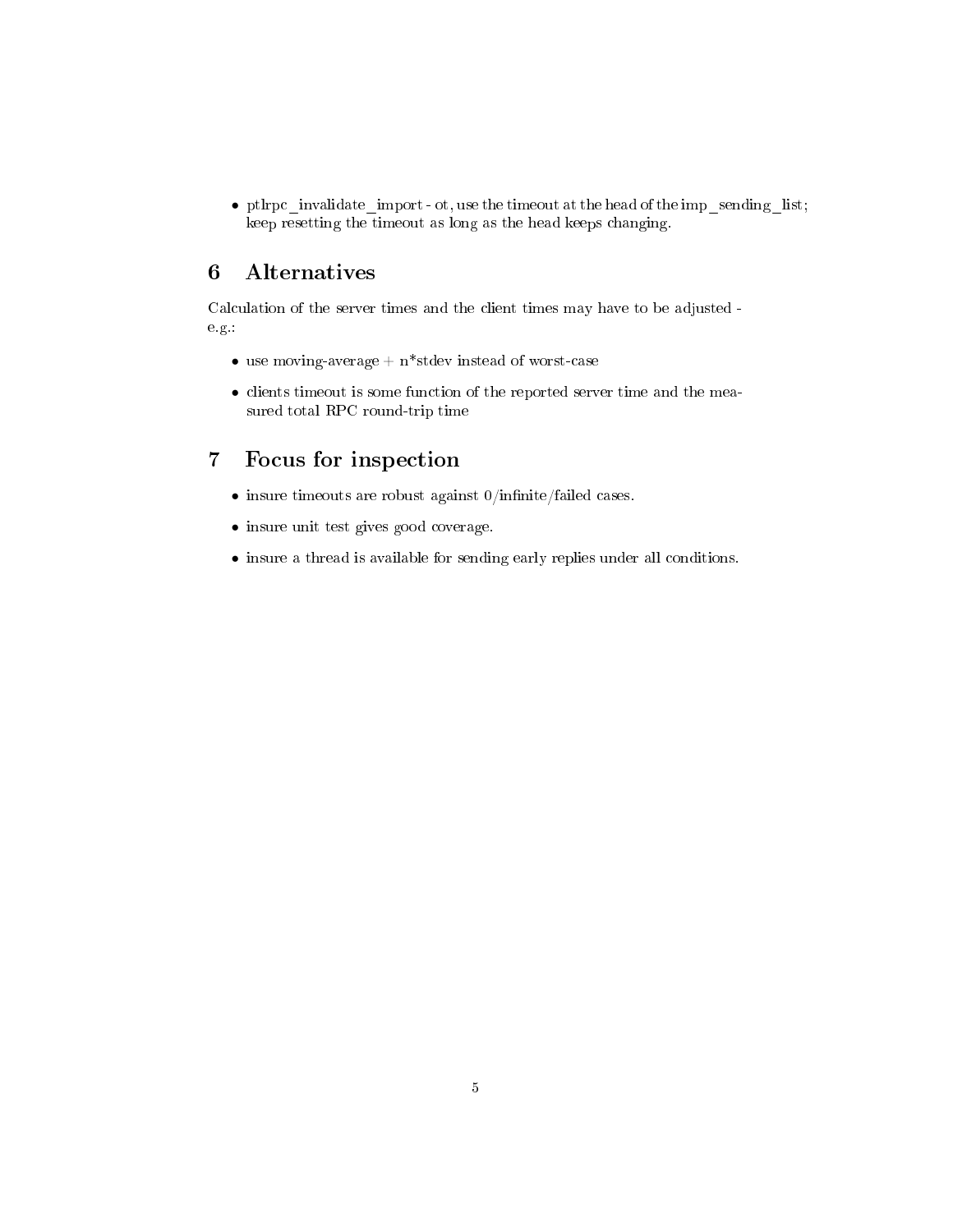- ptlrpc_invalidate_import - ot, use the timeout at the head of the imp_sending_list; keep resetting the timeout as long as the head keeps changing.

## 6 Alternatives

Calculation of the server times and the client times may have to be adjusted - e.g.:

- use moving-average + n*stdev instead of worst-case
- clients timeout is some function of the reported server time and the measured total RPC round-trip time

## 7 Focus for inspection

- insure timeouts are robust against 0/infinite/failed cases.
- insure unit test gives good coverage.
- insure a thread is available for sending early replies under all conditions.